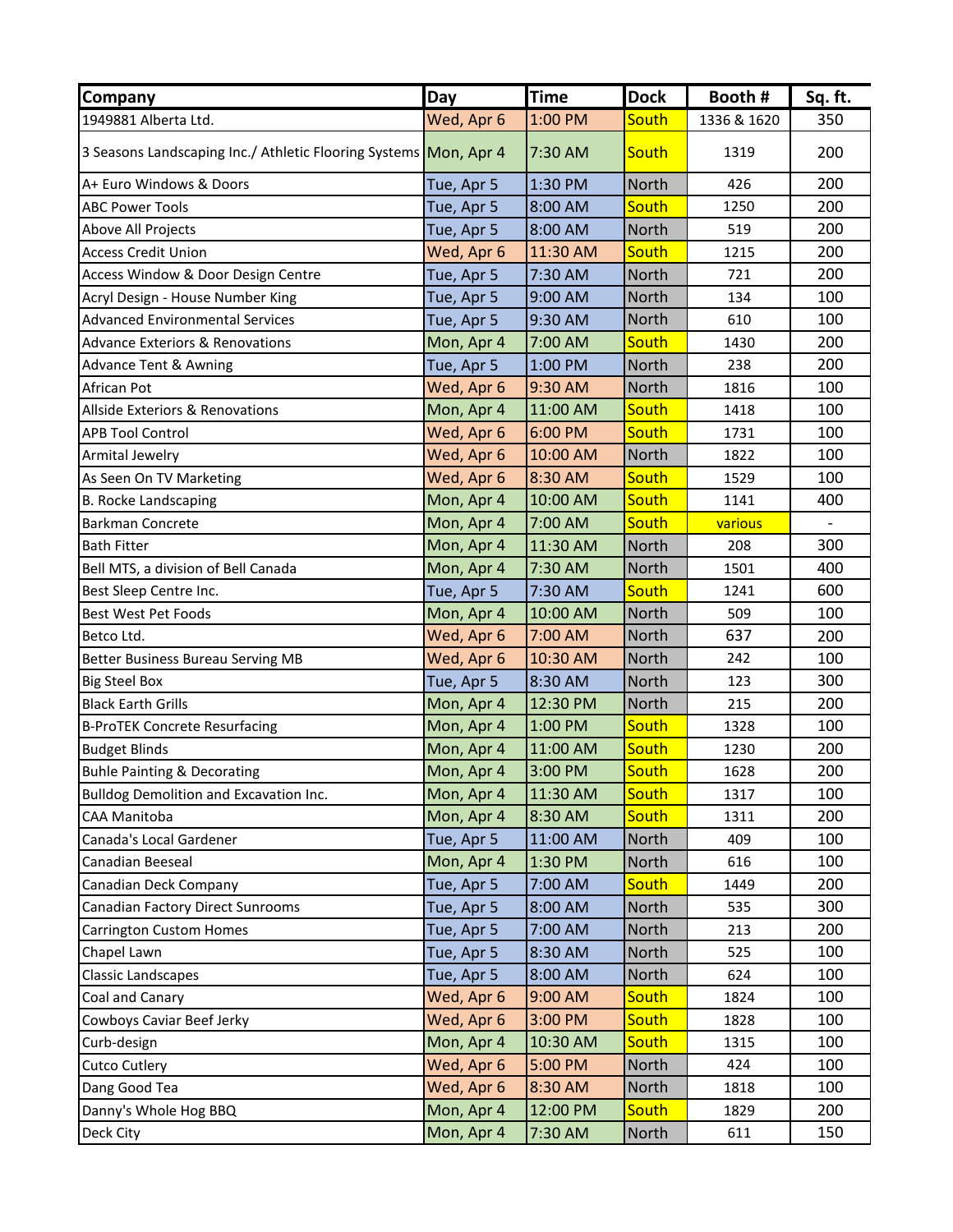| Company | Day | Time | Dock | Booth # | Sq. ft. |
|---|---|---|---|---|---|
| 1949881 Alberta Ltd. | Wed, Apr 6 | 1:00 PM | South | 1336 & 1620 | 350 |
| 3 Seasons Landscaping Inc./ Athletic Flooring Systems | Mon, Apr 4 | 7:30 AM | South | 1319 | 200 |
| A+ Euro Windows & Doors | Tue, Apr 5 | 1:30 PM | North | 426 | 200 |
| ABC Power Tools | Tue, Apr 5 | 8:00 AM | South | 1250 | 200 |
| Above All Projects | Tue, Apr 5 | 8:00 AM | North | 519 | 200 |
| Access Credit Union | Wed, Apr 6 | 11:30 AM | South | 1215 | 200 |
| Access Window & Door Design Centre | Tue, Apr 5 | 7:30 AM | North | 721 | 200 |
| Acryl Design - House Number King | Tue, Apr 5 | 9:00 AM | North | 134 | 100 |
| Advanced Environmental Services | Tue, Apr 5 | 9:30 AM | North | 610 | 100 |
| Advance Exteriors & Renovations | Mon, Apr 4 | 7:00 AM | South | 1430 | 200 |
| Advance Tent & Awning | Tue, Apr 5 | 1:00 PM | North | 238 | 200 |
| African Pot | Wed, Apr 6 | 9:30 AM | North | 1816 | 100 |
| Allside Exteriors & Renovations | Mon, Apr 4 | 11:00 AM | South | 1418 | 100 |
| APB Tool Control | Wed, Apr 6 | 6:00 PM | South | 1731 | 100 |
| Armital Jewelry | Wed, Apr 6 | 10:00 AM | North | 1822 | 100 |
| As Seen On TV Marketing | Wed, Apr 6 | 8:30 AM | South | 1529 | 100 |
| B. Rocke Landscaping | Mon, Apr 4 | 10:00 AM | South | 1141 | 400 |
| Barkman Concrete | Mon, Apr 4 | 7:00 AM | South | various | - |
| Bath Fitter | Mon, Apr 4 | 11:30 AM | North | 208 | 300 |
| Bell MTS, a division of Bell Canada | Mon, Apr 4 | 7:30 AM | North | 1501 | 400 |
| Best Sleep Centre Inc. | Tue, Apr 5 | 7:30 AM | South | 1241 | 600 |
| Best West Pet Foods | Mon, Apr 4 | 10:00 AM | North | 509 | 100 |
| Betco Ltd. | Wed, Apr 6 | 7:00 AM | North | 637 | 200 |
| Better Business Bureau Serving MB | Wed, Apr 6 | 10:30 AM | North | 242 | 100 |
| Big Steel Box | Tue, Apr 5 | 8:30 AM | North | 123 | 300 |
| Black Earth Grills | Mon, Apr 4 | 12:30 PM | North | 215 | 200 |
| B-ProTEK Concrete Resurfacing | Mon, Apr 4 | 1:00 PM | South | 1328 | 100 |
| Budget Blinds | Mon, Apr 4 | 11:00 AM | South | 1230 | 200 |
| Buhle Painting & Decorating | Mon, Apr 4 | 3:00 PM | South | 1628 | 200 |
| Bulldog Demolition and Excavation Inc. | Mon, Apr 4 | 11:30 AM | South | 1317 | 100 |
| CAA Manitoba | Mon, Apr 4 | 8:30 AM | South | 1311 | 200 |
| Canada's Local Gardener | Tue, Apr 5 | 11:00 AM | North | 409 | 100 |
| Canadian Beeseal | Mon, Apr 4 | 1:30 PM | North | 616 | 100 |
| Canadian Deck Company | Tue, Apr 5 | 7:00 AM | South | 1449 | 200 |
| Canadian Factory Direct Sunrooms | Tue, Apr 5 | 8:00 AM | North | 535 | 300 |
| Carrington Custom Homes | Tue, Apr 5 | 7:00 AM | North | 213 | 200 |
| Chapel Lawn | Tue, Apr 5 | 8:30 AM | North | 525 | 100 |
| Classic Landscapes | Tue, Apr 5 | 8:00 AM | North | 624 | 100 |
| Coal and Canary | Wed, Apr 6 | 9:00 AM | South | 1824 | 100 |
| Cowboys Caviar Beef Jerky | Wed, Apr 6 | 3:00 PM | South | 1828 | 100 |
| Curb-design | Mon, Apr 4 | 10:30 AM | South | 1315 | 100 |
| Cutco Cutlery | Wed, Apr 6 | 5:00 PM | North | 424 | 100 |
| Dang Good Tea | Wed, Apr 6 | 8:30 AM | North | 1818 | 100 |
| Danny's Whole Hog BBQ | Mon, Apr 4 | 12:00 PM | South | 1829 | 200 |
| Deck City | Mon, Apr 4 | 7:30 AM | North | 611 | 150 |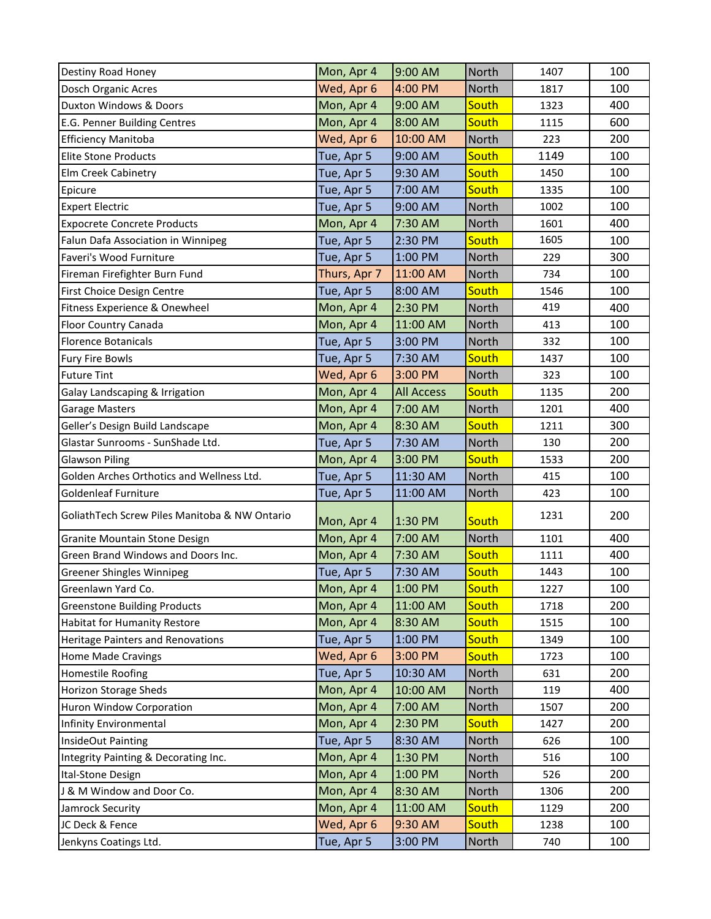| | | | | | |
|---|---|---|---|---|---|
| Destiny Road Honey | Mon, Apr 4 | 9:00 AM | North | 1407 | 100 |
| Dosch Organic Acres | Wed, Apr 6 | 4:00 PM | North | 1817 | 100 |
| Duxton Windows & Doors | Mon, Apr 4 | 9:00 AM | South | 1323 | 400 |
| E.G. Penner Building Centres | Mon, Apr 4 | 8:00 AM | South | 1115 | 600 |
| Efficiency Manitoba | Wed, Apr 6 | 10:00 AM | North | 223 | 200 |
| Elite Stone Products | Tue, Apr 5 | 9:00 AM | South | 1149 | 100 |
| Elm Creek Cabinetry | Tue, Apr 5 | 9:30 AM | South | 1450 | 100 |
| Epicure | Tue, Apr 5 | 7:00 AM | South | 1335 | 100 |
| Expert Electric | Tue, Apr 5 | 9:00 AM | North | 1002 | 100 |
| Expocrete Concrete Products | Mon, Apr 4 | 7:30 AM | North | 1601 | 400 |
| Falun Dafa Association in Winnipeg | Tue, Apr 5 | 2:30 PM | South | 1605 | 100 |
| Faveri's Wood Furniture | Tue, Apr 5 | 1:00 PM | North | 229 | 300 |
| Fireman Firefighter Burn Fund | Thurs, Apr 7 | 11:00 AM | North | 734 | 100 |
| First Choice Design Centre | Tue, Apr 5 | 8:00 AM | South | 1546 | 100 |
| Fitness Experience & Onewheel | Mon, Apr 4 | 2:30 PM | North | 419 | 400 |
| Floor Country Canada | Mon, Apr 4 | 11:00 AM | North | 413 | 100 |
| Florence Botanicals | Tue, Apr 5 | 3:00 PM | North | 332 | 100 |
| Fury Fire Bowls | Tue, Apr 5 | 7:30 AM | South | 1437 | 100 |
| Future Tint | Wed, Apr 6 | 3:00 PM | North | 323 | 100 |
| Galay Landscaping & Irrigation | Mon, Apr 4 | All Access | South | 1135 | 200 |
| Garage Masters | Mon, Apr 4 | 7:00 AM | North | 1201 | 400 |
| Geller's Design Build Landscape | Mon, Apr 4 | 8:30 AM | South | 1211 | 300 |
| Glastar Sunrooms - SunShade Ltd. | Tue, Apr 5 | 7:30 AM | North | 130 | 200 |
| Glawson Piling | Mon, Apr 4 | 3:00 PM | South | 1533 | 200 |
| Golden Arches Orthotics and Wellness Ltd. | Tue, Apr 5 | 11:30 AM | North | 415 | 100 |
| Goldenleaf Furniture | Tue, Apr 5 | 11:00 AM | North | 423 | 100 |
| GoliathTech Screw Piles Manitoba & NW Ontario | Mon, Apr 4 | 1:30 PM | South | 1231 | 200 |
| Granite Mountain Stone Design | Mon, Apr 4 | 7:00 AM | North | 1101 | 400 |
| Green Brand Windows and Doors Inc. | Mon, Apr 4 | 7:30 AM | South | 1111 | 400 |
| Greener Shingles Winnipeg | Tue, Apr 5 | 7:30 AM | South | 1443 | 100 |
| Greenlawn Yard Co. | Mon, Apr 4 | 1:00 PM | South | 1227 | 100 |
| Greenstone Building Products | Mon, Apr 4 | 11:00 AM | South | 1718 | 200 |
| Habitat for Humanity Restore | Mon, Apr 4 | 8:30 AM | South | 1515 | 100 |
| Heritage Painters and Renovations | Tue, Apr 5 | 1:00 PM | South | 1349 | 100 |
| Home Made Cravings | Wed, Apr 6 | 3:00 PM | South | 1723 | 100 |
| Homestile Roofing | Tue, Apr 5 | 10:30 AM | North | 631 | 200 |
| Horizon Storage Sheds | Mon, Apr 4 | 10:00 AM | North | 119 | 400 |
| Huron Window Corporation | Mon, Apr 4 | 7:00 AM | North | 1507 | 200 |
| Infinity Environmental | Mon, Apr 4 | 2:30 PM | South | 1427 | 200 |
| InsideOut Painting | Tue, Apr 5 | 8:30 AM | North | 626 | 100 |
| Integrity Painting & Decorating Inc. | Mon, Apr 4 | 1:30 PM | North | 516 | 100 |
| Ital-Stone Design | Mon, Apr 4 | 1:00 PM | North | 526 | 200 |
| J & M Window and Door Co. | Mon, Apr 4 | 8:30 AM | North | 1306 | 200 |
| Jamrock Security | Mon, Apr 4 | 11:00 AM | South | 1129 | 200 |
| JC Deck & Fence | Wed, Apr 6 | 9:30 AM | South | 1238 | 100 |
| Jenkyns Coatings Ltd. | Tue, Apr 5 | 3:00 PM | North | 740 | 100 |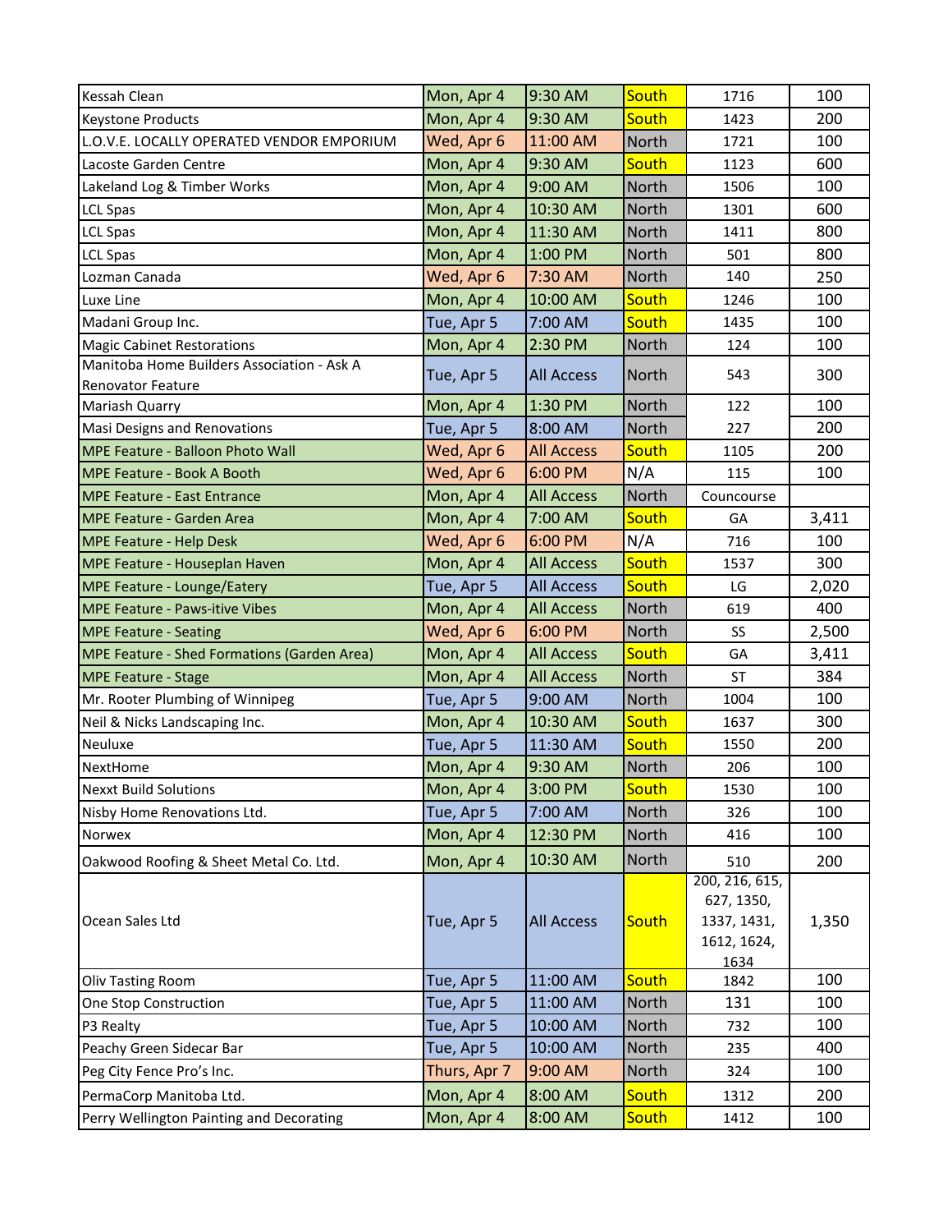| | | | | | |
|---|---|---|---|---|---|
| Kessah Clean | Mon, Apr 4 | 9:30 AM | South | 1716 | 100 |
| Keystone Products | Mon, Apr 4 | 9:30 AM | South | 1423 | 200 |
| L.O.V.E. LOCALLY OPERATED VENDOR EMPORIUM | Wed, Apr 6 | 11:00 AM | North | 1721 | 100 |
| Lacoste Garden Centre | Mon, Apr 4 | 9:30 AM | South | 1123 | 600 |
| Lakeland Log & Timber Works | Mon, Apr 4 | 9:00 AM | North | 1506 | 100 |
| LCL Spas | Mon, Apr 4 | 10:30 AM | North | 1301 | 600 |
| LCL Spas | Mon, Apr 4 | 11:30 AM | North | 1411 | 800 |
| LCL Spas | Mon, Apr 4 | 1:00 PM | North | 501 | 800 |
| Lozman Canada | Wed, Apr 6 | 7:30 AM | North | 140 | 250 |
| Luxe Line | Mon, Apr 4 | 10:00 AM | South | 1246 | 100 |
| Madani Group Inc. | Tue, Apr 5 | 7:00 AM | South | 1435 | 100 |
| Magic Cabinet Restorations | Mon, Apr 4 | 2:30 PM | North | 124 | 100 |
| Manitoba Home Builders Association - Ask A Renovator Feature | Tue, Apr 5 | All Access | North | 543 | 300 |
| Mariash Quarry | Mon, Apr 4 | 1:30 PM | North | 122 | 100 |
| Masi Designs and Renovations | Tue, Apr 5 | 8:00 AM | North | 227 | 200 |
| MPE Feature - Balloon Photo Wall | Wed, Apr 6 | All Access | South | 1105 | 200 |
| MPE Feature - Book A Booth | Wed, Apr 6 | 6:00 PM | N/A | 115 | 100 |
| MPE Feature - East Entrance | Mon, Apr 4 | All Access | North | Councourse | |
| MPE Feature - Garden Area | Mon, Apr 4 | 7:00 AM | South | GA | 3,411 |
| MPE Feature - Help Desk | Wed, Apr 6 | 6:00 PM | N/A | 716 | 100 |
| MPE Feature - Houseplan Haven | Mon, Apr 4 | All Access | South | 1537 | 300 |
| MPE Feature - Lounge/Eatery | Tue, Apr 5 | All Access | South | LG | 2,020 |
| MPE Feature - Paws-itive Vibes | Mon, Apr 4 | All Access | North | 619 | 400 |
| MPE Feature - Seating | Wed, Apr 6 | 6:00 PM | North | SS | 2,500 |
| MPE Feature - Shed Formations (Garden Area) | Mon, Apr 4 | All Access | South | GA | 3,411 |
| MPE Feature - Stage | Mon, Apr 4 | All Access | North | ST | 384 |
| Mr. Rooter Plumbing of Winnipeg | Tue, Apr 5 | 9:00 AM | North | 1004 | 100 |
| Neil & Nicks Landscaping Inc. | Mon, Apr 4 | 10:30 AM | South | 1637 | 300 |
| Neuluxe | Tue, Apr 5 | 11:30 AM | South | 1550 | 200 |
| NextHome | Mon, Apr 4 | 9:30 AM | North | 206 | 100 |
| Nexxt Build Solutions | Mon, Apr 4 | 3:00 PM | South | 1530 | 100 |
| Nisby Home Renovations Ltd. | Tue, Apr 5 | 7:00 AM | North | 326 | 100 |
| Norwex | Mon, Apr 4 | 12:30 PM | North | 416 | 100 |
| Oakwood Roofing & Sheet Metal Co. Ltd. | Mon, Apr 4 | 10:30 AM | North | 510 | 200 |
| Ocean Sales Ltd | Tue, Apr 5 | All Access | South | 200, 216, 615, 627, 1350, 1337, 1431, 1612, 1624, 1634 | 1,350 |
| Oliv Tasting Room | Tue, Apr 5 | 11:00 AM | South | 1842 | 100 |
| One Stop Construction | Tue, Apr 5 | 11:00 AM | North | 131 | 100 |
| P3 Realty | Tue, Apr 5 | 10:00 AM | North | 732 | 100 |
| Peachy Green Sidecar Bar | Tue, Apr 5 | 10:00 AM | North | 235 | 400 |
| Peg City Fence Pro's Inc. | Thurs, Apr 7 | 9:00 AM | North | 324 | 100 |
| PermaCorp Manitoba Ltd. | Mon, Apr 4 | 8:00 AM | South | 1312 | 200 |
| Perry Wellington Painting and Decorating | Mon, Apr 4 | 8:00 AM | South | 1412 | 100 |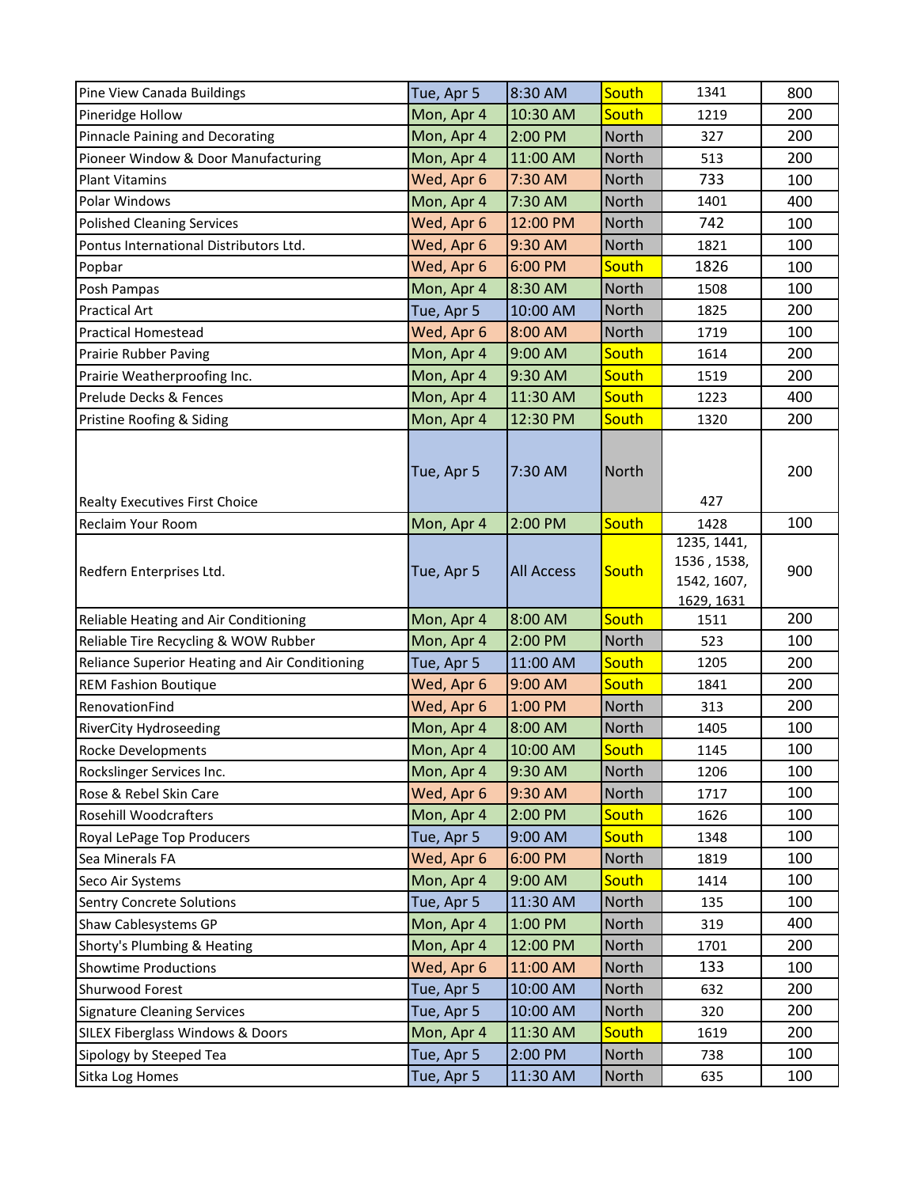| | | | | | |
|---|---|---|---|---|---|
| Pine View Canada Buildings | Tue, Apr 5 | 8:30 AM | South | 1341 | 800 |
| Pineridge Hollow | Mon, Apr 4 | 10:30 AM | South | 1219 | 200 |
| Pinnacle Paining and Decorating | Mon, Apr 4 | 2:00 PM | North | 327 | 200 |
| Pioneer Window & Door Manufacturing | Mon, Apr 4 | 11:00 AM | North | 513 | 200 |
| Plant Vitamins | Wed, Apr 6 | 7:30 AM | North | 733 | 100 |
| Polar Windows | Mon, Apr 4 | 7:30 AM | North | 1401 | 400 |
| Polished Cleaning Services | Wed, Apr 6 | 12:00 PM | North | 742 | 100 |
| Pontus International Distributors Ltd. | Wed, Apr 6 | 9:30 AM | North | 1821 | 100 |
| Popbar | Wed, Apr 6 | 6:00 PM | South | 1826 | 100 |
| Posh Pampas | Mon, Apr 4 | 8:30 AM | North | 1508 | 100 |
| Practical Art | Tue, Apr 5 | 10:00 AM | North | 1825 | 200 |
| Practical Homestead | Wed, Apr 6 | 8:00 AM | North | 1719 | 100 |
| Prairie Rubber Paving | Mon, Apr 4 | 9:00 AM | South | 1614 | 200 |
| Prairie Weatherproofing Inc. | Mon, Apr 4 | 9:30 AM | South | 1519 | 200 |
| Prelude Decks & Fences | Mon, Apr 4 | 11:30 AM | South | 1223 | 400 |
| Pristine Roofing & Siding | Mon, Apr 4 | 12:30 PM | South | 1320 | 200 |
| Realty Executives First Choice | Tue, Apr 5 | 7:30 AM | North | 427 | 200 |
| Reclaim Your Room | Mon, Apr 4 | 2:00 PM | South | 1428 | 100 |
| Redfern Enterprises Ltd. | Tue, Apr 5 | All Access | South | 1235, 1441, 1536 , 1538, 1542, 1607, 1629, 1631 | 900 |
| Reliable Heating and Air Conditioning | Mon, Apr 4 | 8:00 AM | South | 1511 | 200 |
| Reliable Tire Recycling & WOW Rubber | Mon, Apr 4 | 2:00 PM | North | 523 | 100 |
| Reliance Superior Heating and Air Conditioning | Tue, Apr 5 | 11:00 AM | South | 1205 | 200 |
| REM Fashion Boutique | Wed, Apr 6 | 9:00 AM | South | 1841 | 200 |
| RenovationFind | Wed, Apr 6 | 1:00 PM | North | 313 | 200 |
| RiverCity Hydroseeding | Mon, Apr 4 | 8:00 AM | North | 1405 | 100 |
| Rocke Developments | Mon, Apr 4 | 10:00 AM | South | 1145 | 100 |
| Rockslinger Services Inc. | Mon, Apr 4 | 9:30 AM | North | 1206 | 100 |
| Rose & Rebel Skin Care | Wed, Apr 6 | 9:30 AM | North | 1717 | 100 |
| Rosehill Woodcrafters | Mon, Apr 4 | 2:00 PM | South | 1626 | 100 |
| Royal LePage Top Producers | Tue, Apr 5 | 9:00 AM | South | 1348 | 100 |
| Sea Minerals FA | Wed, Apr 6 | 6:00 PM | North | 1819 | 100 |
| Seco Air Systems | Mon, Apr 4 | 9:00 AM | South | 1414 | 100 |
| Sentry Concrete Solutions | Tue, Apr 5 | 11:30 AM | North | 135 | 100 |
| Shaw Cablesystems GP | Mon, Apr 4 | 1:00 PM | North | 319 | 400 |
| Shorty's Plumbing & Heating | Mon, Apr 4 | 12:00 PM | North | 1701 | 200 |
| Showtime Productions | Wed, Apr 6 | 11:00 AM | North | 133 | 100 |
| Shurwood Forest | Tue, Apr 5 | 10:00 AM | North | 632 | 200 |
| Signature Cleaning Services | Tue, Apr 5 | 10:00 AM | North | 320 | 200 |
| SILEX Fiberglass Windows & Doors | Mon, Apr 4 | 11:30 AM | South | 1619 | 200 |
| Sipology by Steeped Tea | Tue, Apr 5 | 2:00 PM | North | 738 | 100 |
| Sitka Log Homes | Tue, Apr 5 | 11:30 AM | North | 635 | 100 |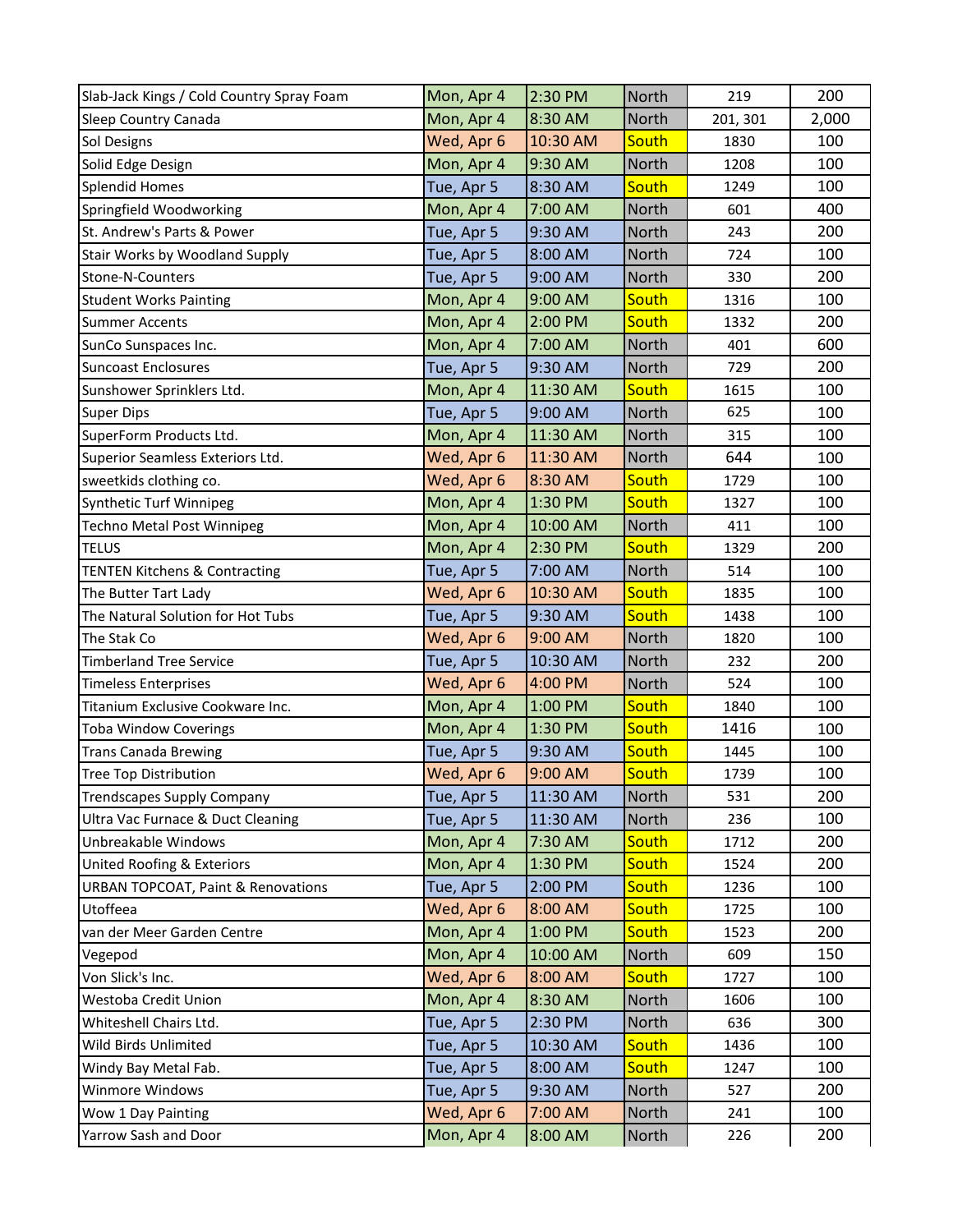| Slab-Jack Kings / Cold Country Spray Foam | Mon, Apr 4 | 2:30 PM | North | 219 | 200 |
|---|---|---|---|---|---|
| Sleep Country Canada | Mon, Apr 4 | 8:30 AM | North | 201, 301 | 2,000 |
| Sol Designs | Wed, Apr 6 | 10:30 AM | South | 1830 | 100 |
| Solid Edge Design | Mon, Apr 4 | 9:30 AM | North | 1208 | 100 |
| Splendid Homes | Tue, Apr 5 | 8:30 AM | South | 1249 | 100 |
| Springfield Woodworking | Mon, Apr 4 | 7:00 AM | North | 601 | 400 |
| St. Andrew's Parts & Power | Tue, Apr 5 | 9:30 AM | North | 243 | 200 |
| Stair Works by Woodland Supply | Tue, Apr 5 | 8:00 AM | North | 724 | 100 |
| Stone-N-Counters | Tue, Apr 5 | 9:00 AM | North | 330 | 200 |
| Student Works Painting | Mon, Apr 4 | 9:00 AM | South | 1316 | 100 |
| Summer Accents | Mon, Apr 4 | 2:00 PM | South | 1332 | 200 |
| SunCo Sunspaces Inc. | Mon, Apr 4 | 7:00 AM | North | 401 | 600 |
| Suncoast Enclosures | Tue, Apr 5 | 9:30 AM | North | 729 | 200 |
| Sunshower Sprinklers Ltd. | Mon, Apr 4 | 11:30 AM | South | 1615 | 100 |
| Super Dips | Tue, Apr 5 | 9:00 AM | North | 625 | 100 |
| SuperForm Products Ltd. | Mon, Apr 4 | 11:30 AM | North | 315 | 100 |
| Superior Seamless Exteriors Ltd. | Wed, Apr 6 | 11:30 AM | North | 644 | 100 |
| sweetkids clothing co. | Wed, Apr 6 | 8:30 AM | South | 1729 | 100 |
| Synthetic Turf Winnipeg | Mon, Apr 4 | 1:30 PM | South | 1327 | 100 |
| Techno Metal Post Winnipeg | Mon, Apr 4 | 10:00 AM | North | 411 | 100 |
| TELUS | Mon, Apr 4 | 2:30 PM | South | 1329 | 200 |
| TENTEN Kitchens & Contracting | Tue, Apr 5 | 7:00 AM | North | 514 | 100 |
| The Butter Tart Lady | Wed, Apr 6 | 10:30 AM | South | 1835 | 100 |
| The Natural Solution for Hot Tubs | Tue, Apr 5 | 9:30 AM | South | 1438 | 100 |
| The Stak Co | Wed, Apr 6 | 9:00 AM | North | 1820 | 100 |
| Timberland Tree Service | Tue, Apr 5 | 10:30 AM | North | 232 | 200 |
| Timeless Enterprises | Wed, Apr 6 | 4:00 PM | North | 524 | 100 |
| Titanium Exclusive Cookware Inc. | Mon, Apr 4 | 1:00 PM | South | 1840 | 100 |
| Toba Window Coverings | Mon, Apr 4 | 1:30 PM | South | 1416 | 100 |
| Trans Canada Brewing | Tue, Apr 5 | 9:30 AM | South | 1445 | 100 |
| Tree Top Distribution | Wed, Apr 6 | 9:00 AM | South | 1739 | 100 |
| Trendscapes Supply Company | Tue, Apr 5 | 11:30 AM | North | 531 | 200 |
| Ultra Vac Furnace & Duct Cleaning | Tue, Apr 5 | 11:30 AM | North | 236 | 100 |
| Unbreakable Windows | Mon, Apr 4 | 7:30 AM | South | 1712 | 200 |
| United Roofing & Exteriors | Mon, Apr 4 | 1:30 PM | South | 1524 | 200 |
| URBAN TOPCOAT, Paint & Renovations | Tue, Apr 5 | 2:00 PM | South | 1236 | 100 |
| Utoffeea | Wed, Apr 6 | 8:00 AM | South | 1725 | 100 |
| van der Meer Garden Centre | Mon, Apr 4 | 1:00 PM | South | 1523 | 200 |
| Vegepod | Mon, Apr 4 | 10:00 AM | North | 609 | 150 |
| Von Slick's Inc. | Wed, Apr 6 | 8:00 AM | South | 1727 | 100 |
| Westoba Credit Union | Mon, Apr 4 | 8:30 AM | North | 1606 | 100 |
| Whiteshell Chairs Ltd. | Tue, Apr 5 | 2:30 PM | North | 636 | 300 |
| Wild Birds Unlimited | Tue, Apr 5 | 10:30 AM | South | 1436 | 100 |
| Windy Bay Metal Fab. | Tue, Apr 5 | 8:00 AM | South | 1247 | 100 |
| Winmore Windows | Tue, Apr 5 | 9:30 AM | North | 527 | 200 |
| Wow 1 Day Painting | Wed, Apr 6 | 7:00 AM | North | 241 | 100 |
| Yarrow Sash and Door | Mon, Apr 4 | 8:00 AM | North | 226 | 200 |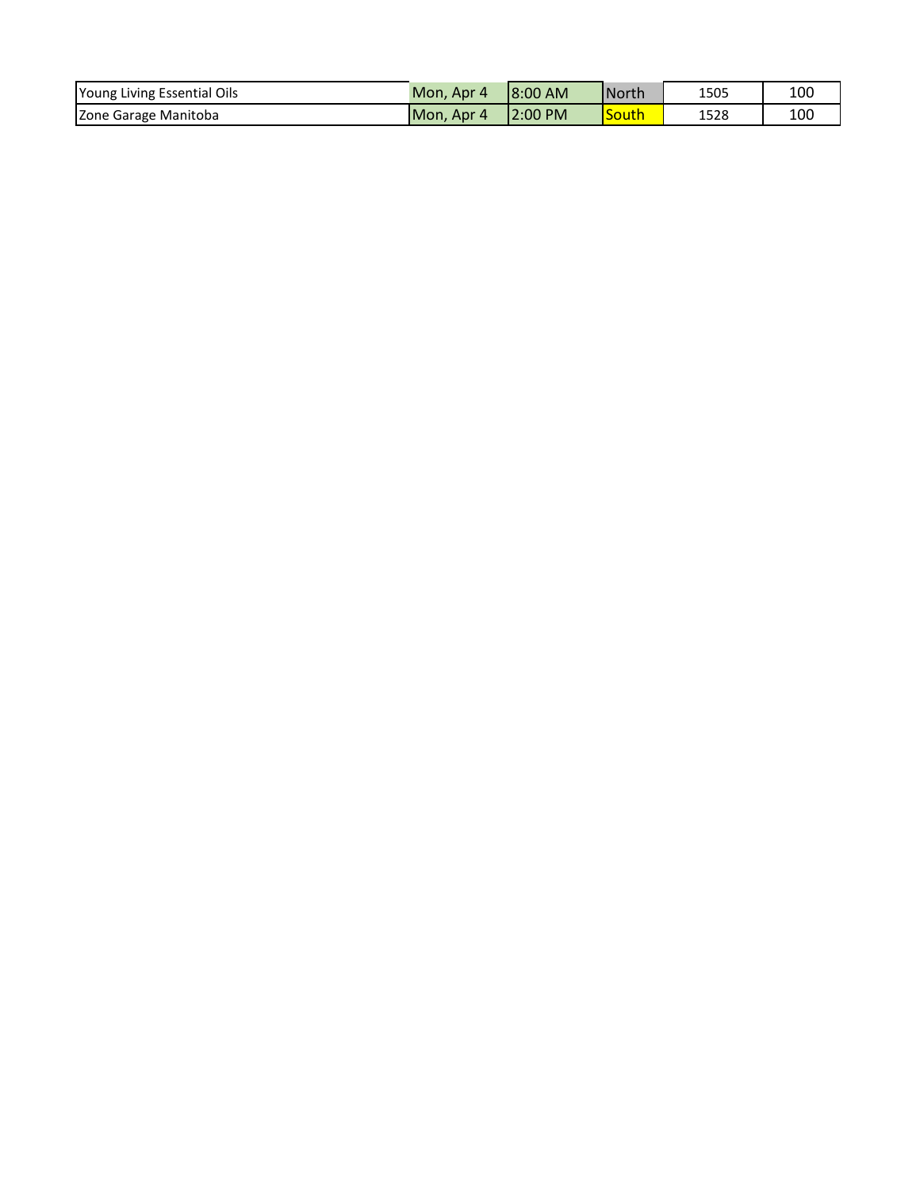| | | | | | |
|---|---|---|---|---|---|
| Young Living Essential Oils | Mon, Apr 4 | 8:00 AM | North | 1505 | 100 |
| Zone Garage Manitoba | Mon, Apr 4 | 2:00 PM | South | 1528 | 100 |